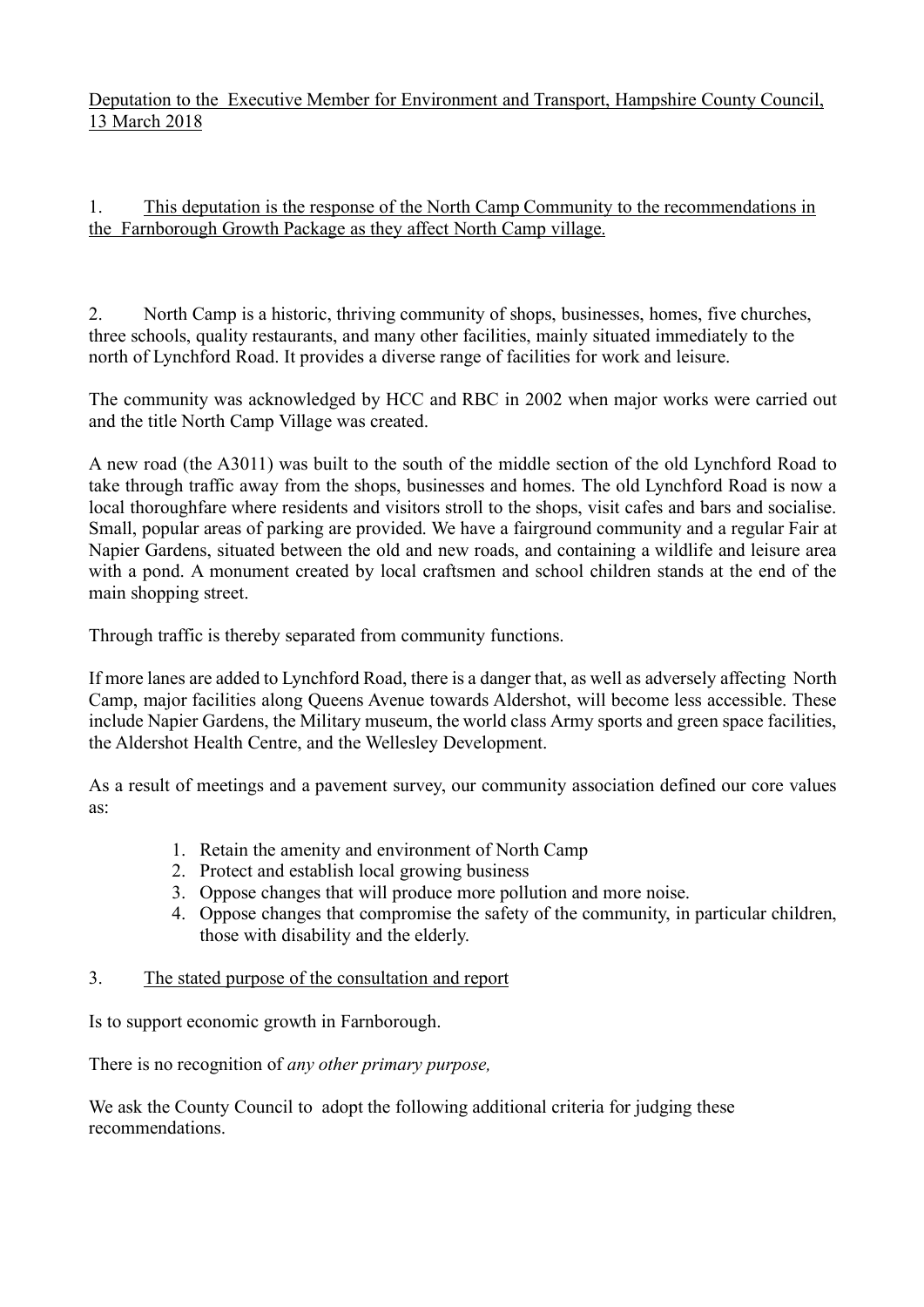<u>Deputation to the Executive Member for Environment and Transport, Hampshire County Council, 13 March 2018</u>

1. <u>This deputation is the response of the North Camp Community to the recommendations in the Farnborough Growth Package as they affect North Camp village.</u>

2. North Camp is a historic, thriving community of shops, businesses, homes, five churches, three schools, quality restaurants, and many other facilities, mainly situated immediately to the north of Lynchford Road. It provides a diverse range of facilities for work and leisure.

The community was acknowledged by HCC and RBC in 2002 when major works were carried out and the title North Camp Village was created.

A new road (the A3011) was built to the south of the middle section of the old Lynchford Road to take through traffic away from the shops, businesses and homes. The old Lynchford Road is now a local thoroughfare where residents and visitors stroll to the shops, visit cafes and bars and socialise. Small, popular areas of parking are provided. We have a fairground community and a regular Fair at Napier Gardens, situated between the old and new roads, and containing a wildlife and leisure area with a pond. A monument created by local craftsmen and school children stands at the end of the main shopping street.

Through traffic is thereby separated from community functions.

If more lanes are added to Lynchford Road, there is a danger that, as well as adversely affecting North Camp, major facilities along Queens Avenue towards Aldershot, will become less accessible. These include Napier Gardens, the Military museum, the world class Army sports and green space facilities, the Aldershot Health Centre, and the Wellesley Development.

As a result of meetings and a pavement survey, our community association defined our core values as:

1. Retain the amenity and environment of North Camp
2. Protect and establish local growing business
3. Oppose changes that will produce more pollution and more noise.
4. Oppose changes that compromise the safety of the community, in particular children, those with disability and the elderly.

3. <u>The stated purpose of the consultation and report</u>

Is to support economic growth in Farnborough.

There is no recognition of *any other primary purpose,*

We ask the County Council to adopt the following additional criteria for judging these recommendations.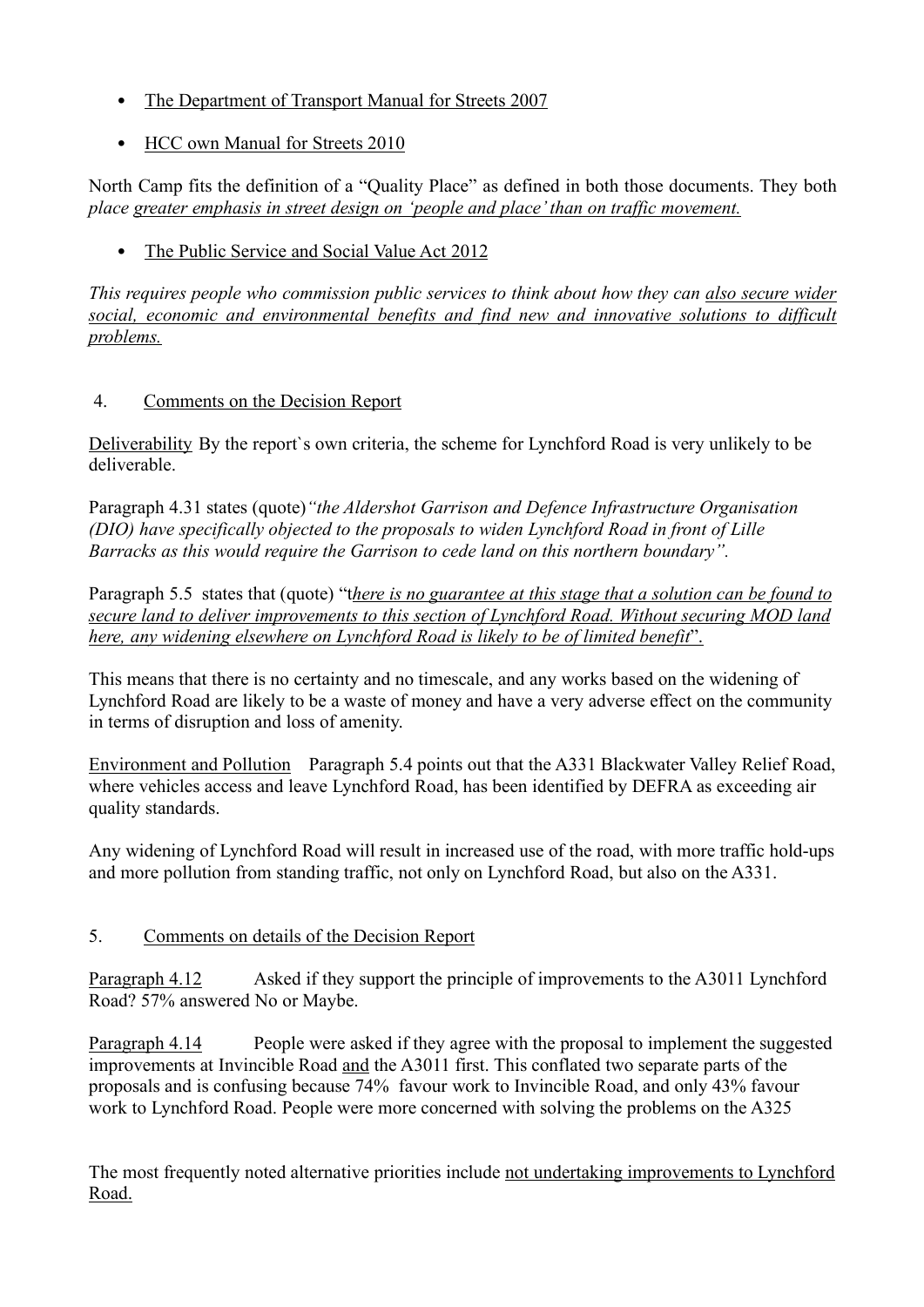- The Department of Transport Manual for Streets 2007

- HCC own Manual for Streets 2010

North Camp fits the definition of a "Quality Place" as defined in both those documents. They both *place greater emphasis in street design on 'people and place' than on traffic movement.*

- The Public Service and Social Value Act 2012

*This requires people who commission public services to think about how they can also secure wider social, economic and environmental benefits and find new and innovative solutions to difficult problems.*

4. Comments on the Decision Report

Deliverability By the report`s own criteria, the scheme for Lynchford Road is very unlikely to be deliverable.

Paragraph 4.31 states (quote)*"the Aldershot Garrison and Defence Infrastructure Organisation (DIO) have specifically objected to the proposals to widen Lynchford Road in front of Lille Barracks as this would require the Garrison to cede land on this northern boundary".*

Paragraph 5.5 states that (quote) "t*here is no guarantee at this stage that a solution can be found to secure land to deliver improvements to this section of Lynchford Road. Without securing MOD land here, any widening elsewhere on Lynchford Road is likely to be of limited benefit*".

This means that there is no certainty and no timescale, and any works based on the widening of Lynchford Road are likely to be a waste of money and have a very adverse effect on the community in terms of disruption and loss of amenity.

Environment and Pollution Paragraph 5.4 points out that the A331 Blackwater Valley Relief Road, where vehicles access and leave Lynchford Road, has been identified by DEFRA as exceeding air quality standards.

Any widening of Lynchford Road will result in increased use of the road, with more traffic hold-ups and more pollution from standing traffic, not only on Lynchford Road, but also on the A331.

5. Comments on details of the Decision Report

Paragraph 4.12 Asked if they support the principle of improvements to the A3011 Lynchford Road? 57% answered No or Maybe.

Paragraph 4.14 People were asked if they agree with the proposal to implement the suggested improvements at Invincible Road and the A3011 first. This conflated two separate parts of the proposals and is confusing because 74% favour work to Invincible Road, and only 43% favour work to Lynchford Road. People were more concerned with solving the problems on the A325

The most frequently noted alternative priorities include not undertaking improvements to Lynchford Road.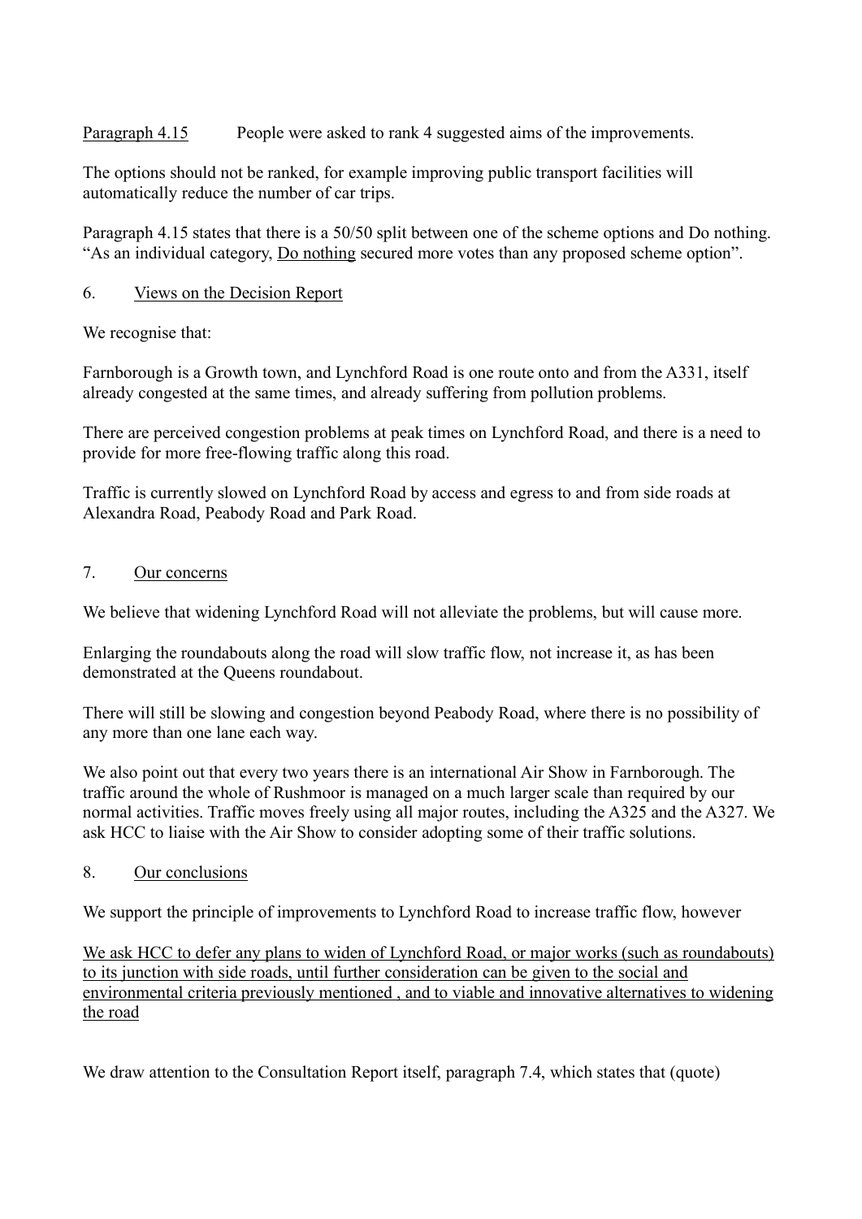<u>Paragraph 4.15</u> People were asked to rank 4 suggested aims of the improvements.

The options should not be ranked, for example improving public transport facilities will automatically reduce the number of car trips.

Paragraph 4.15 states that there is a 50/50 split between one of the scheme options and Do nothing. "As an individual category, <u>Do nothing</u> secured more votes than any proposed scheme option".

## 6. <u>Views on the Decision Report</u>

We recognise that:

Farnborough is a Growth town, and Lynchford Road is one route onto and from the A331, itself already congested at the same times, and already suffering from pollution problems.

There are perceived congestion problems at peak times on Lynchford Road, and there is a need to provide for more free-flowing traffic along this road.

Traffic is currently slowed on Lynchford Road by access and egress to and from side roads at Alexandra Road, Peabody Road and Park Road.

## 7. <u>Our concerns</u>

We believe that widening Lynchford Road will not alleviate the problems, but will cause more.

Enlarging the roundabouts along the road will slow traffic flow, not increase it, as has been demonstrated at the Queens roundabout.

There will still be slowing and congestion beyond Peabody Road, where there is no possibility of any more than one lane each way.

We also point out that every two years there is an international Air Show in Farnborough. The traffic around the whole of Rushmoor is managed on a much larger scale than required by our normal activities. Traffic moves freely using all major routes, including the A325 and the A327. We ask HCC to liaise with the Air Show to consider adopting some of their traffic solutions.

## 8. <u>Our conclusions</u>

We support the principle of improvements to Lynchford Road to increase traffic flow, however

<u>We ask HCC to defer any plans to widen of Lynchford Road, or major works (such as roundabouts) to its junction with side roads, until further consideration can be given to the social and environmental criteria previously mentioned , and to viable and innovative alternatives to widening the road</u>

We draw attention to the Consultation Report itself, paragraph 7.4, which states that (quote)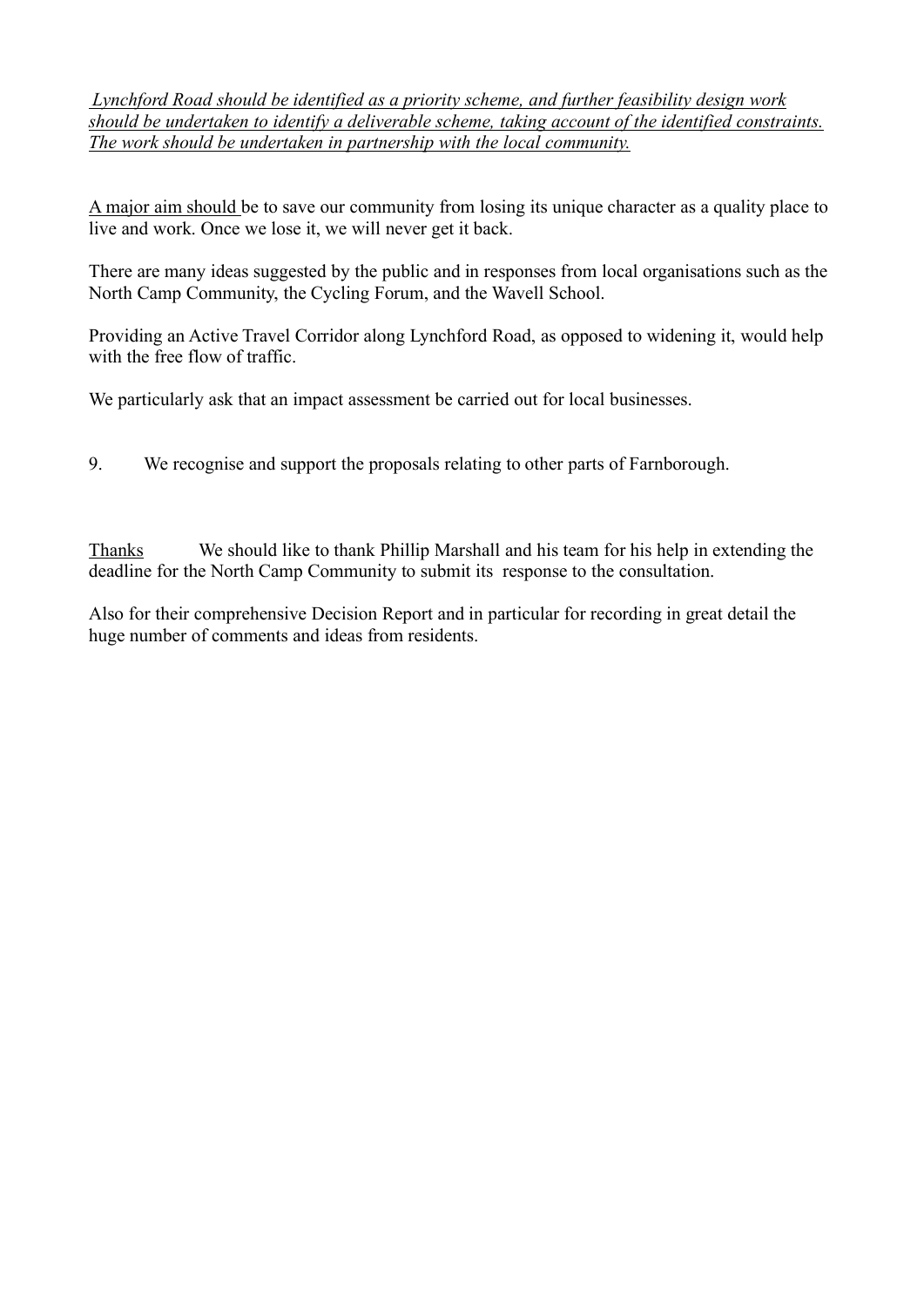*Lynchford Road should be identified as a priority scheme, and further feasibility design work should be undertaken to identify a deliverable scheme, taking account of the identified constraints. The work should be undertaken in partnership with the local community.*

A major aim should be to save our community from losing its unique character as a quality place to live and work. Once we lose it, we will never get it back.

There are many ideas suggested by the public and in responses from local organisations such as the North Camp Community, the Cycling Forum, and the Wavell School.

Providing an Active Travel Corridor along Lynchford Road, as opposed to widening it, would help with the free flow of traffic.

We particularly ask that an impact assessment be carried out for local businesses.

9. We recognise and support the proposals relating to other parts of Farnborough.

Thanks We should like to thank Phillip Marshall and his team for his help in extending the deadline for the North Camp Community to submit its response to the consultation.

Also for their comprehensive Decision Report and in particular for recording in great detail the huge number of comments and ideas from residents.